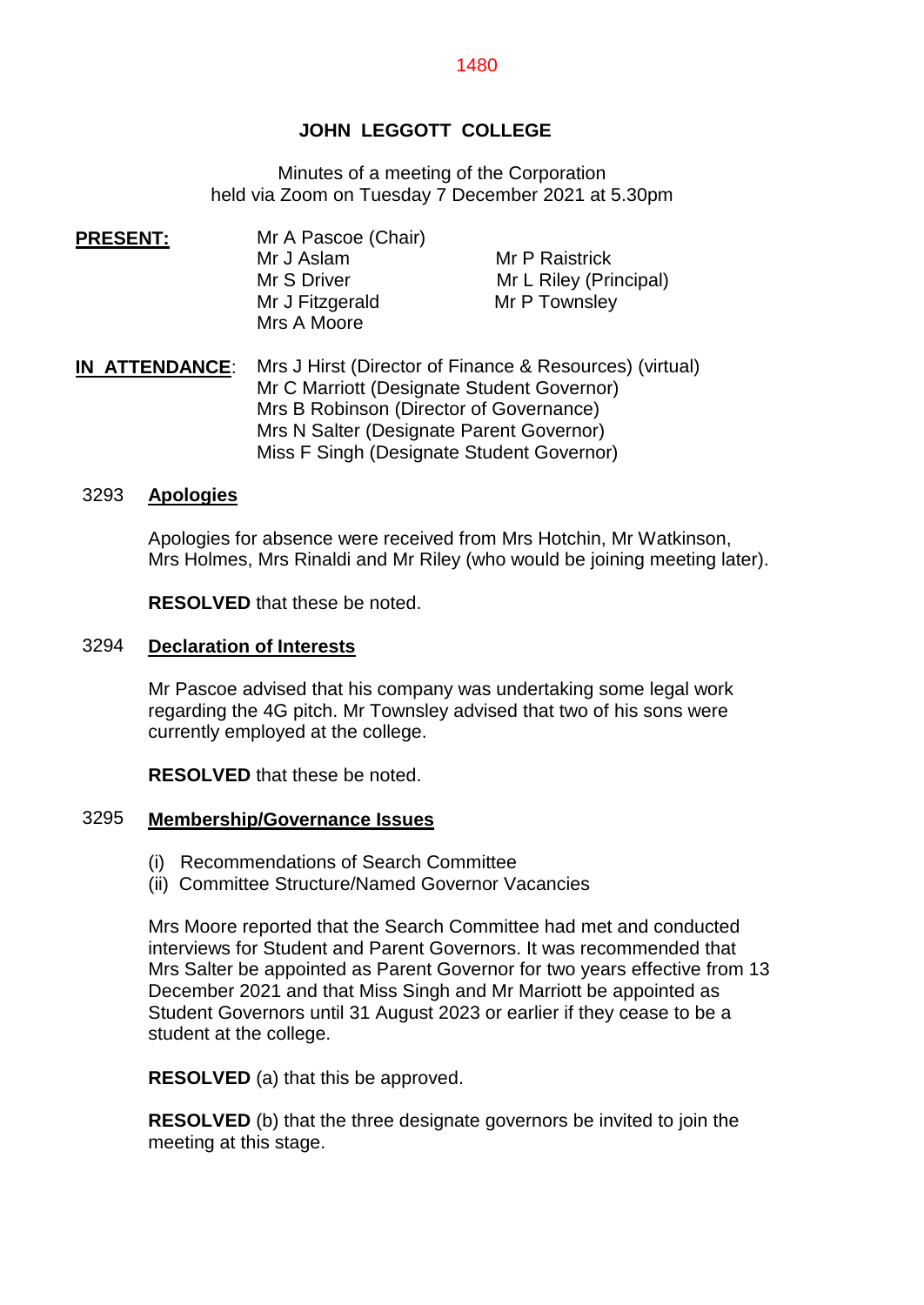# JOHN LEGGOTT COLLEGE

Minutes of a meeting of the Corporation
held via Zoom on Tuesday 7 December 2021 at 5.30pm

**PRESENT:**

Mr A Pascoe (Chair)
Mr J Aslam
Mr S Driver
Mr J Fitzgerald
Mrs A Moore
Mr P Raistrick
Mr L Riley (Principal)
Mr P Townsley

**IN ATTENDANCE:**

Mrs J Hirst (Director of Finance & Resources) (virtual)
Mr C Marriott (Designate Student Governor)
Mrs B Robinson (Director of Governance)
Mrs N Salter (Designate Parent Governor)
Miss F Singh (Designate Student Governor)

## 3293 Apologies

Apologies for absence were received from Mrs Hotchin, Mr Watkinson, Mrs Holmes, Mrs Rinaldi and Mr Riley (who would be joining meeting later).

**RESOLVED** that these be noted.

## 3294 Declaration of Interests

Mr Pascoe advised that his company was undertaking some legal work regarding the 4G pitch. Mr Townsley advised that two of his sons were currently employed at the college.

**RESOLVED** that these be noted.

## 3295 Membership/Governance Issues

(i) Recommendations of Search Committee
(ii) Committee Structure/Named Governor Vacancies

Mrs Moore reported that the Search Committee had met and conducted interviews for Student and Parent Governors. It was recommended that Mrs Salter be appointed as Parent Governor for two years effective from 13 December 2021 and that Miss Singh and Mr Marriott be appointed as Student Governors until 31 August 2023 or earlier if they cease to be a student at the college.

**RESOLVED** (a) that this be approved.

**RESOLVED** (b) that the three designate governors be invited to join the meeting at this stage.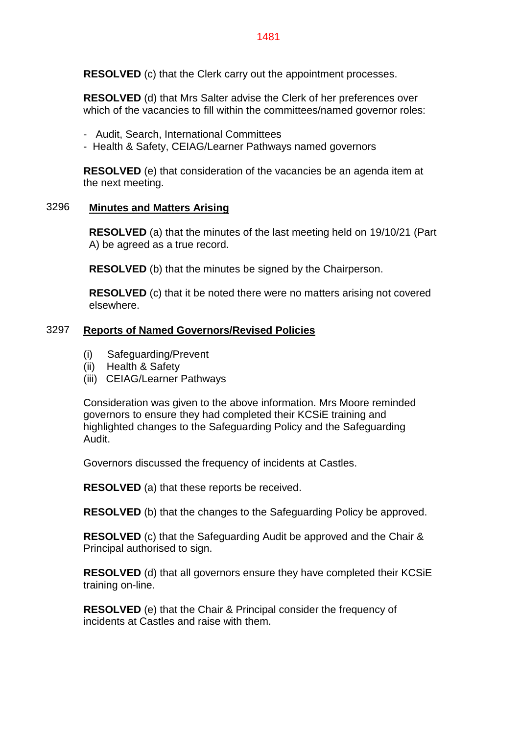**RESOLVED** (c) that the Clerk carry out the appointment processes.

**RESOLVED** (d) that Mrs Salter advise the Clerk of her preferences over which of the vacancies to fill within the committees/named governor roles:

- Audit, Search, International Committees
- Health & Safety, CEIAG/Learner Pathways named governors

**RESOLVED** (e) that consideration of the vacancies be an agenda item at the next meeting.

## 3296 Minutes and Matters Arising

**RESOLVED** (a) that the minutes of the last meeting held on 19/10/21 (Part A) be agreed as a true record.

**RESOLVED** (b) that the minutes be signed by the Chairperson.

**RESOLVED** (c) that it be noted there were no matters arising not covered elsewhere.

## 3297 Reports of Named Governors/Revised Policies

(i) Safeguarding/Prevent
(ii) Health & Safety
(iii) CEIAG/Learner Pathways

Consideration was given to the above information. Mrs Moore reminded governors to ensure they had completed their KCSiE training and highlighted changes to the Safeguarding Policy and the Safeguarding Audit.

Governors discussed the frequency of incidents at Castles.

**RESOLVED** (a) that these reports be received.

**RESOLVED** (b) that the changes to the Safeguarding Policy be approved.

**RESOLVED** (c) that the Safeguarding Audit be approved and the Chair & Principal authorised to sign.

**RESOLVED** (d) that all governors ensure they have completed their KCSiE training on-line.

**RESOLVED** (e) that the Chair & Principal consider the frequency of incidents at Castles and raise with them.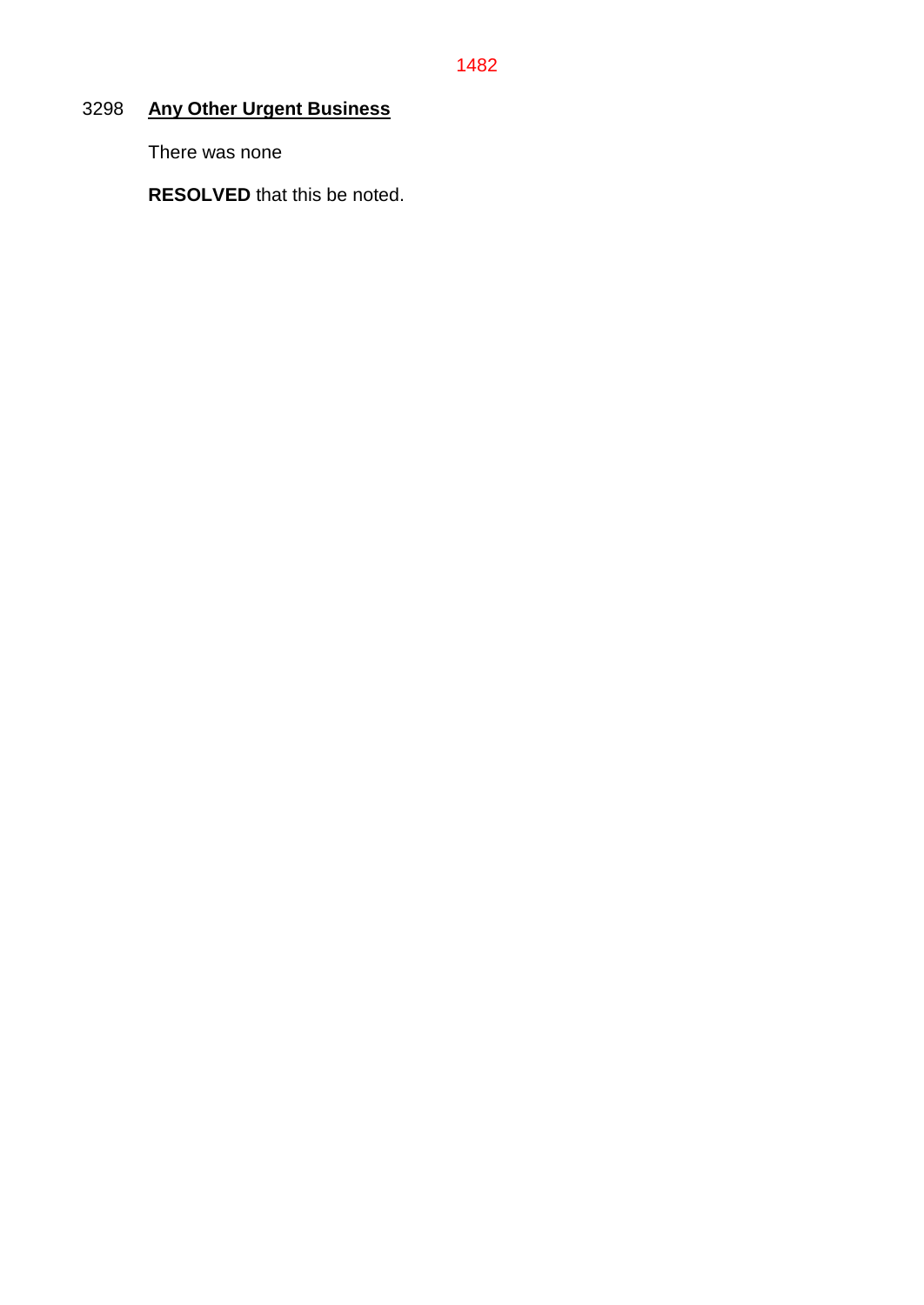## 3298 Any Other Urgent Business

There was none

**RESOLVED** that this be noted.